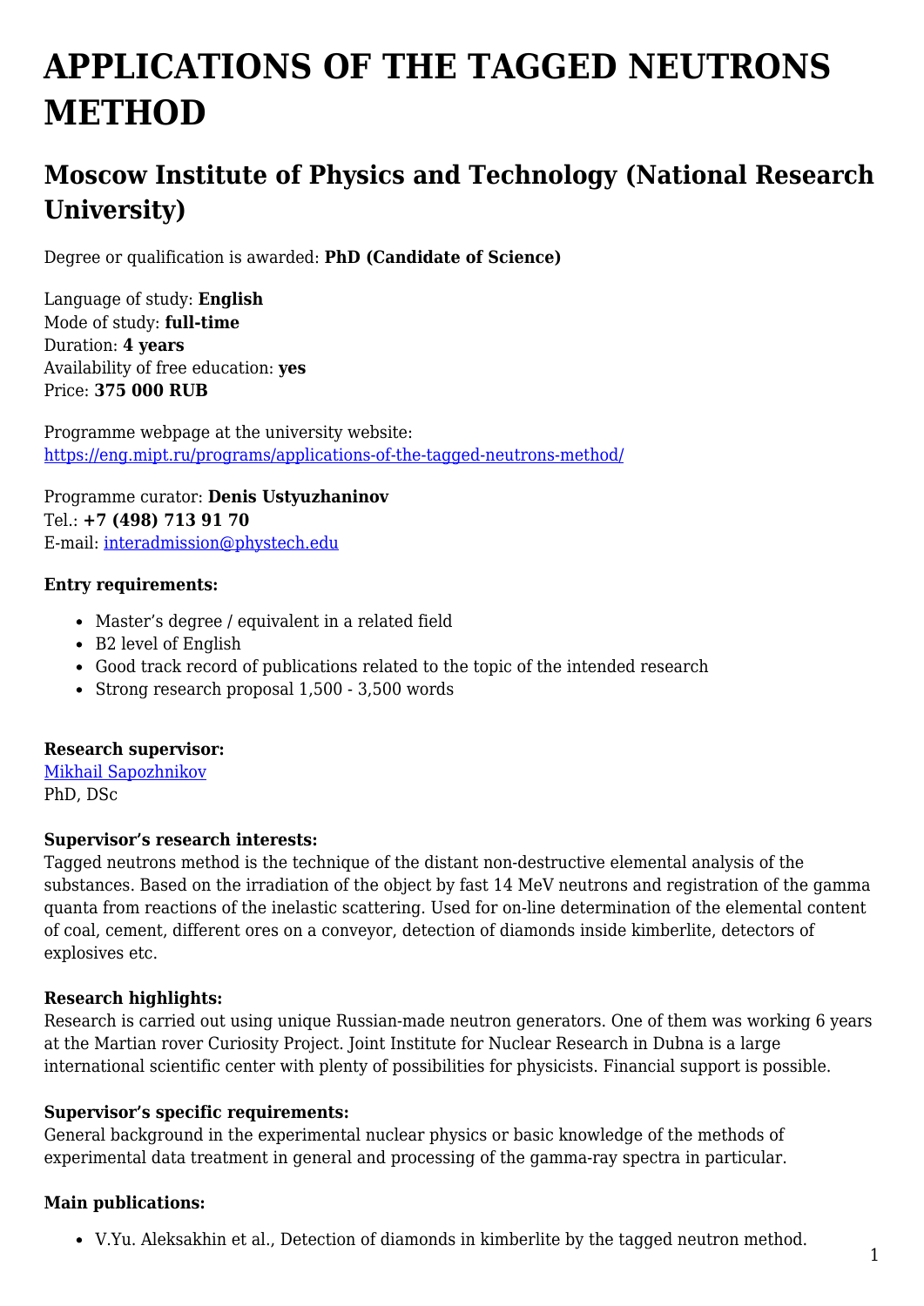# APPLICATIONS OF THE TAGGED NEUTRONS METHOD

## Moscow Institute of Physics and Technology (National Research University)

Degree or qualification is awarded: **PhD (Candidate of Science)**

Language of study: **English**
Mode of study: **full-time**
Duration: **4 years**
Availability of free education: **yes**
Price: **375 000 RUB**

Programme webpage at the university website:
[https://eng.mipt.ru/programs/applications-of-the-tagged-neutrons-method/](https://eng.mipt.ru/programs/applications-of-the-tagged-neutrons-method/)

Programme curator: **Denis Ustyuzhaninov**
Tel.: **+7 (498) 713 91 70**
E-mail: [interadmission@phystech.edu](mailto:interadmission@phystech.edu)

**Entry requirements:**

- Master's degree / equivalent in a related field
- B2 level of English
- Good track record of publications related to the topic of the intended research
- Strong research proposal 1,500 - 3,500 words

**Research supervisor:**
Mikhail Sapozhnikov
PhD, DSc

**Supervisor's research interests:**
Tagged neutrons method is the technique of the distant non-destructive elemental analysis of the substances. Based on the irradiation of the object by fast 14 MeV neutrons and registration of the gamma quanta from reactions of the inelastic scattering. Used for on-line determination of the elemental content of coal, cement, different ores on a conveyor, detection of diamonds inside kimberlite, detectors of explosives etc.

**Research highlights:**
Research is carried out using unique Russian-made neutron generators. One of them was working 6 years at the Martian rover Curiosity Project. Joint Institute for Nuclear Research in Dubna is a large international scientific center with plenty of possibilities for physicists. Financial support is possible.

**Supervisor's specific requirements:**
General background in the experimental nuclear physics or basic knowledge of the methods of experimental data treatment in general and processing of the gamma-ray spectra in particular.

**Main publications:**

- V.Yu. Aleksakhin et al., Detection of diamonds in kimberlite by the tagged neutron method.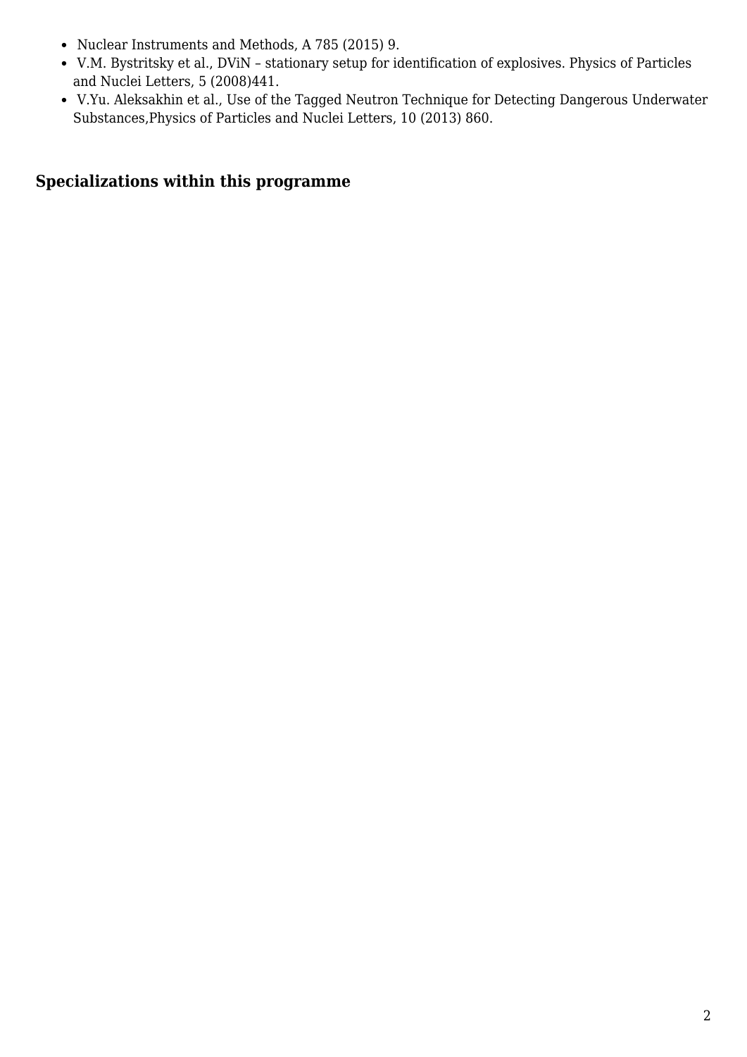- Nuclear Instruments and Methods, A 785 (2015) 9.
- V.M. Bystritsky et al., DViN – stationary setup for identification of explosives. Physics of Particles and Nuclei Letters, 5 (2008)441.
- V.Yu. Aleksakhin et al., Use of the Tagged Neutron Technique for Detecting Dangerous Underwater Substances,Physics of Particles and Nuclei Letters, 10 (2013) 860.

## Specializations within this programme